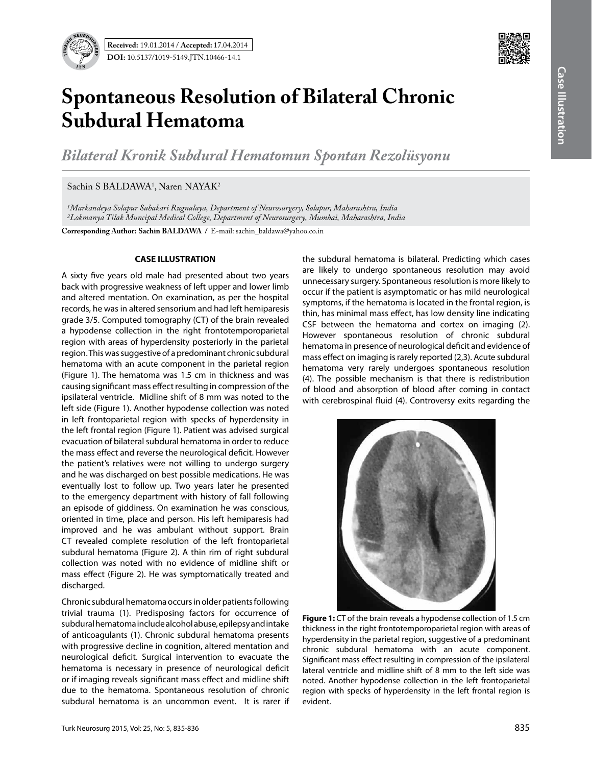Received: 19.01.2014 / Accepted: 17.04.2014
DOI: 10.5137/1019-5149.JTN.10466-14.1

# Spontaneous Resolution of Bilateral Chronic Subdural Hematoma

*Bilateral Kronik Subdural Hematomun Spontan Rezolüsyonu*

Sachin S BALDAWA[1], Naren NAYAK[2]

*[1]Markandeya Solapur Sahakari Rugnalaya, Department of Neurosurgery, Solapur, Maharashtra, India*
*[2]Lokmanya Tilak Muncipal Medical College, Department of Neurosurgery, Mumbai, Maharashtra, India*

**Corresponding Author: Sachin BALDAWA /** E-mail: sachin_baldawa@yahoo.co.in

## CASE ILLUSTRATION

A sixty five years old male had presented about two years back with progressive weakness of left upper and lower limb and altered mentation. On examination, as per the hospital records, he was in altered sensorium and had left hemiparesis grade 3/5. Computed tomography (CT) of the brain revealed a hypodense collection in the right frontotemporoparietal region with areas of hyperdensity posteriorly in the parietal region. This was suggestive of a predominant chronic subdural hematoma with an acute component in the parietal region (Figure 1). The hematoma was 1.5 cm in thickness and was causing significant mass effect resulting in compression of the ipsilateral ventricle. Midline shift of 8 mm was noted to the left side (Figure 1). Another hypodense collection was noted in left frontoparietal region with specks of hyperdensity in the left frontal region (Figure 1). Patient was advised surgical evacuation of bilateral subdural hematoma in order to reduce the mass effect and reverse the neurological deficit. However the patient's relatives were not willing to undergo surgery and he was discharged on best possible medications. He was eventually lost to follow up. Two years later he presented to the emergency department with history of fall following an episode of giddiness. On examination he was conscious, oriented in time, place and person. His left hemiparesis had improved and he was ambulant without support. Brain CT revealed complete resolution of the left frontoparietal subdural hematoma (Figure 2). A thin rim of right subdural collection was noted with no evidence of midline shift or mass effect (Figure 2). He was symptomatically treated and discharged.

Chronic subdural hematoma occurs in older patients following trivial trauma (1). Predisposing factors for occurrence of subdural hematoma include alcohol abuse, epilepsy and intake of anticoagulants (1). Chronic subdural hematoma presents with progressive decline in cognition, altered mentation and neurological deficit. Surgical intervention to evacuate the hematoma is necessary in presence of neurological deficit or if imaging reveals significant mass effect and midline shift due to the hematoma. Spontaneous resolution of chronic subdural hematoma is an uncommon event. It is rarer if the subdural hematoma is bilateral. Predicting which cases are likely to undergo spontaneous resolution may avoid unnecessary surgery. Spontaneous resolution is more likely to occur if the patient is asymptomatic or has mild neurological symptoms, if the hematoma is located in the frontal region, is thin, has minimal mass effect, has low density line indicating CSF between the hematoma and cortex on imaging (2). However spontaneous resolution of chronic subdural hematoma in presence of neurological deficit and evidence of mass effect on imaging is rarely reported (2,3). Acute subdural hematoma very rarely undergoes spontaneous resolution (4). The possible mechanism is that there is redistribution of blood and absorption of blood after coming in contact with cerebrospinal fluid (4). Controversy exits regarding the

**Figure 1:** CT of the brain reveals a hypodense collection of 1.5 cm thickness in the right frontotemporoparietal region with areas of hyperdensity in the parietal region, suggestive of a predominant chronic subdural hematoma with an acute component. Significant mass effect resulting in compression of the ipsilateral lateral ventricle and midline shift of 8 mm to the left side was noted. Another hypodense collection in the left frontoparietal region with specks of hyperdensity in the left frontal region is evident.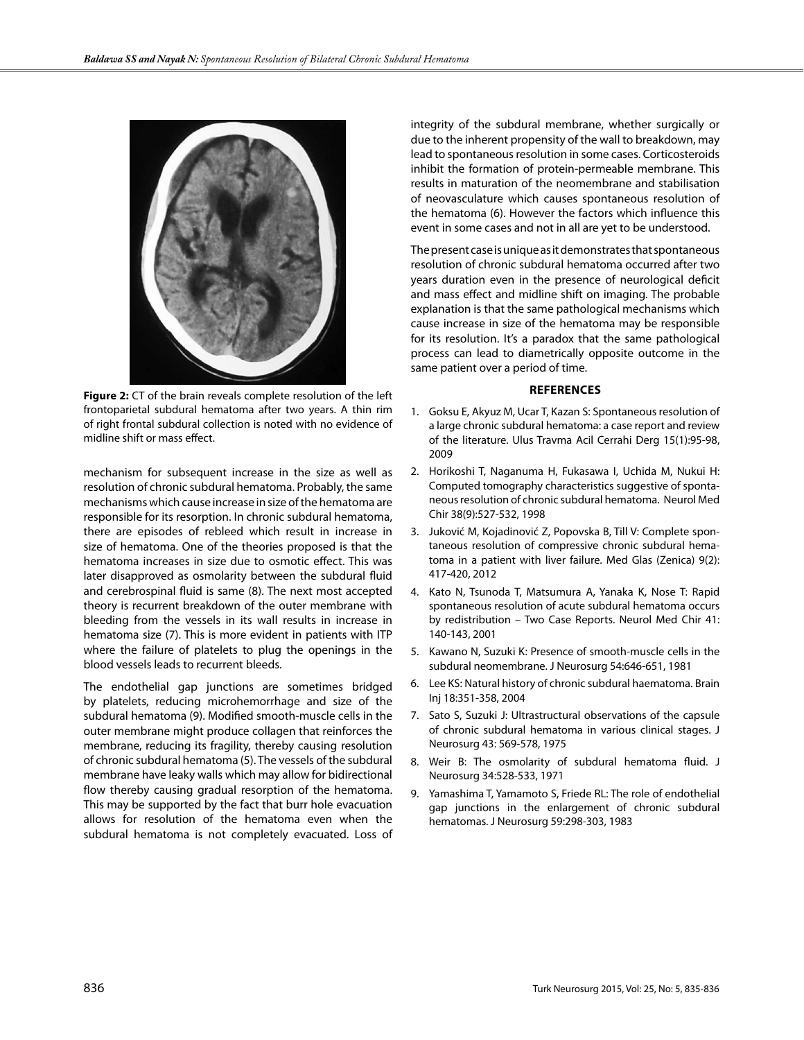**Figure 2:** CT of the brain reveals complete resolution of the left frontoparietal subdural hematoma after two years. A thin rim of right frontal subdural collection is noted with no evidence of midline shift or mass effect.

mechanism for subsequent increase in the size as well as resolution of chronic subdural hematoma. Probably, the same mechanisms which cause increase in size of the hematoma are responsible for its resorption. In chronic subdural hematoma, there are episodes of rebleed which result in increase in size of hematoma. One of the theories proposed is that the hematoma increases in size due to osmotic effect. This was later disapproved as osmolarity between the subdural fluid and cerebrospinal fluid is same (8). The next most accepted theory is recurrent breakdown of the outer membrane with bleeding from the vessels in its wall results in increase in hematoma size (7). This is more evident in patients with ITP where the failure of platelets to plug the openings in the blood vessels leads to recurrent bleeds.

The endothelial gap junctions are sometimes bridged by platelets, reducing microhemorrhage and size of the subdural hematoma (9). Modified smooth-muscle cells in the outer membrane might produce collagen that reinforces the membrane, reducing its fragility, thereby causing resolution of chronic subdural hematoma (5). The vessels of the subdural membrane have leaky walls which may allow for bidirectional flow thereby causing gradual resorption of the hematoma. This may be supported by the fact that burr hole evacuation allows for resolution of the hematoma even when the subdural hematoma is not completely evacuated. Loss of integrity of the subdural membrane, whether surgically or due to the inherent propensity of the wall to breakdown, may lead to spontaneous resolution in some cases. Corticosteroids inhibit the formation of protein-permeable membrane. This results in maturation of the neomembrane and stabilisation of neovasculature which causes spontaneous resolution of the hematoma (6). However the factors which influence this event in some cases and not in all are yet to be understood.

The present case is unique as it demonstrates that spontaneous resolution of chronic subdural hematoma occurred after two years duration even in the presence of neurological deficit and mass effect and midline shift on imaging. The probable explanation is that the same pathological mechanisms which cause increase in size of the hematoma may be responsible for its resolution. It's a paradox that the same pathological process can lead to diametrically opposite outcome in the same patient over a period of time.

## REFERENCES

1. Goksu E, Akyuz M, Ucar T, Kazan S: Spontaneous resolution of a large chronic subdural hematoma: a case report and review of the literature. Ulus Travma Acil Cerrahi Derg 15(1):95-98, 2009
2. Horikoshi T, Naganuma H, Fukasawa I, Uchida M, Nukui H: Computed tomography characteristics suggestive of spontaneous resolution of chronic subdural hematoma. Neurol Med Chir 38(9):527-532, 1998
3. Juković M, Kojadinović Z, Popovska B, Till V: Complete spontaneous resolution of compressive chronic subdural hematoma in a patient with liver failure. Med Glas (Zenica) 9(2): 417-420, 2012
4. Kato N, Tsunoda T, Matsumura A, Yanaka K, Nose T: Rapid spontaneous resolution of acute subdural hematoma occurs by redistribution – Two Case Reports. Neurol Med Chir 41: 140-143, 2001
5. Kawano N, Suzuki K: Presence of smooth-muscle cells in the subdural neomembrane. J Neurosurg 54:646-651, 1981
6. Lee KS: Natural history of chronic subdural haematoma. Brain Inj 18:351-358, 2004
7. Sato S, Suzuki J: Ultrastructural observations of the capsule of chronic subdural hematoma in various clinical stages. J Neurosurg 43: 569-578, 1975
8. Weir B: The osmolarity of subdural hematoma fluid. J Neurosurg 34:528-533, 1971
9. Yamashima T, Yamamoto S, Friede RL: The role of endothelial gap junctions in the enlargement of chronic subdural hematomas. J Neurosurg 59:298-303, 1983